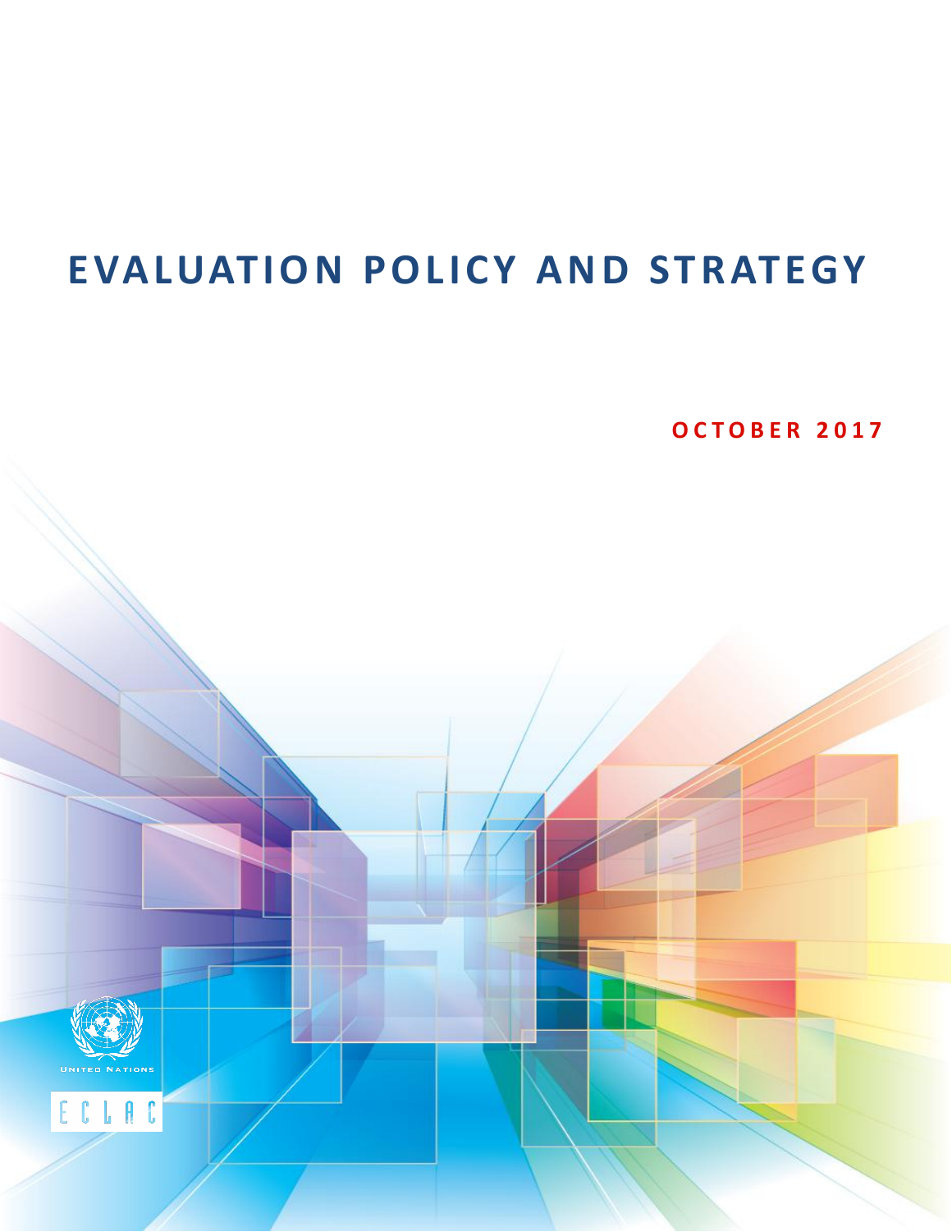# EVALUATION POLICY AND STRATEGY

OCTOBER 2017

UNITED NATIONS

ECLAC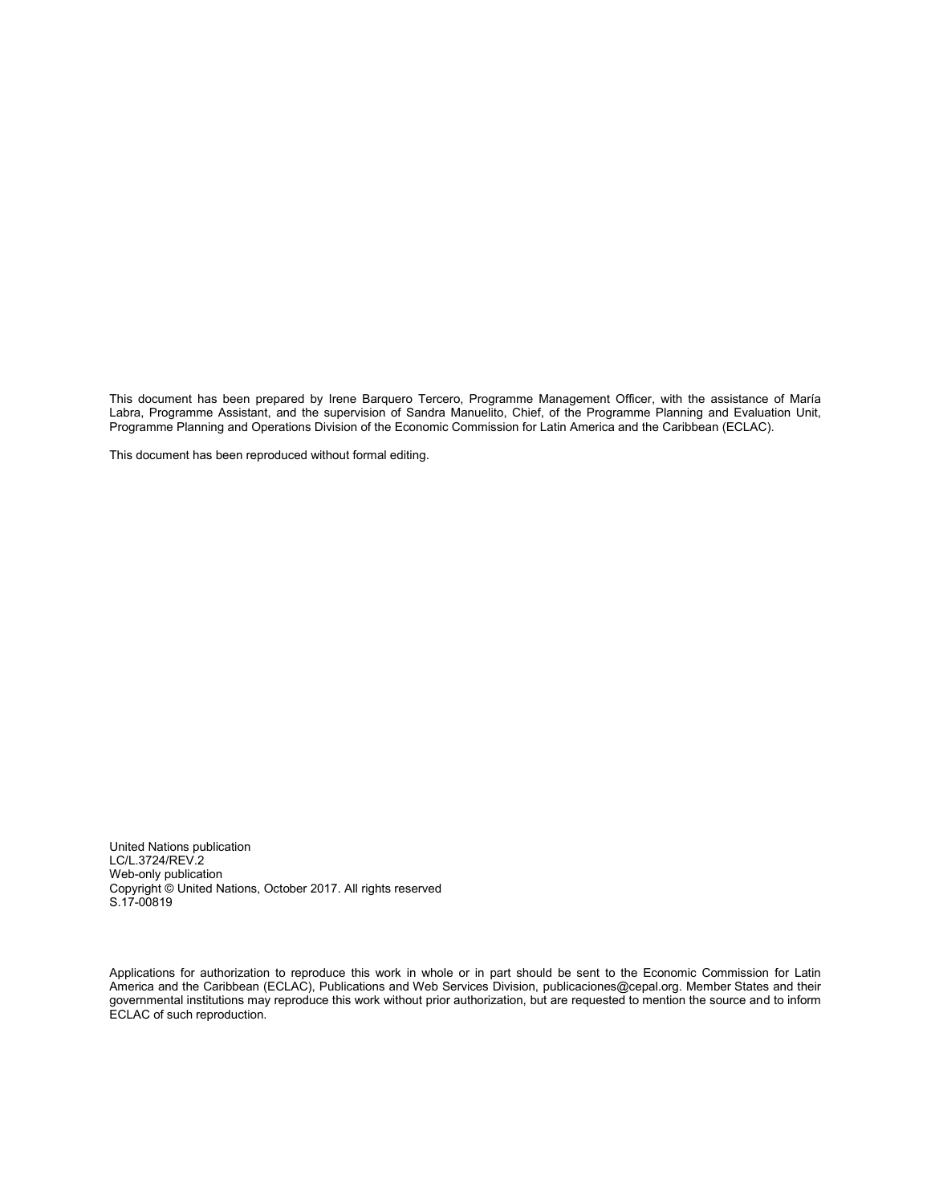This document has been prepared by Irene Barquero Tercero, Programme Management Officer, with the assistance of María Labra, Programme Assistant, and the supervision of Sandra Manuelito, Chief, of the Programme Planning and Evaluation Unit, Programme Planning and Operations Division of the Economic Commission for Latin America and the Caribbean (ECLAC).

This document has been reproduced without formal editing.

United Nations publication
LC/L.3724/REV.2
Web-only publication
Copyright © United Nations, October 2017. All rights reserved
S.17-00819

Applications for authorization to reproduce this work in whole or in part should be sent to the Economic Commission for Latin America and the Caribbean (ECLAC), Publications and Web Services Division, publicaciones@cepal.org. Member States and their governmental institutions may reproduce this work without prior authorization, but are requested to mention the source and to inform ECLAC of such reproduction.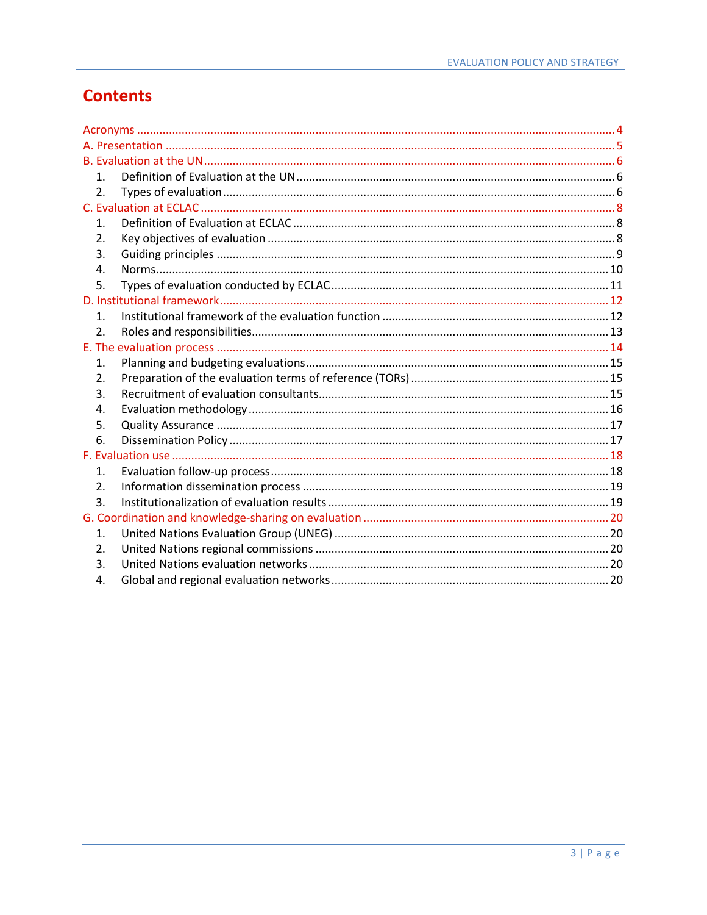# Contents

- Acronyms ..... 4
- A. Presentation ..... 5
- B. Evaluation at the UN ..... 6
  1. Definition of Evaluation at the UN ..... 6
  2. Types of evaluation ..... 6
- C. Evaluation at ECLAC ..... 8
  1. Definition of Evaluation at ECLAC ..... 8
  2. Key objectives of evaluation ..... 8
  3. Guiding principles ..... 9
  4. Norms ..... 10
  5. Types of evaluation conducted by ECLAC ..... 11
- D. Institutional framework ..... 12
  1. Institutional framework of the evaluation function ..... 12
  2. Roles and responsibilities ..... 13
- E. The evaluation process ..... 14
  1. Planning and budgeting evaluations ..... 15
  2. Preparation of the evaluation terms of reference (TORs) ..... 15
  3. Recruitment of evaluation consultants ..... 15
  4. Evaluation methodology ..... 16
  5. Quality Assurance ..... 17
  6. Dissemination Policy ..... 17
- F. Evaluation use ..... 18
  1. Evaluation follow-up process ..... 18
  2. Information dissemination process ..... 19
  3. Institutionalization of evaluation results ..... 19
- G. Coordination and knowledge-sharing on evaluation ..... 20
  1. United Nations Evaluation Group (UNEG) ..... 20
  2. United Nations regional commissions ..... 20
  3. United Nations evaluation networks ..... 20
  4. Global and regional evaluation networks ..... 20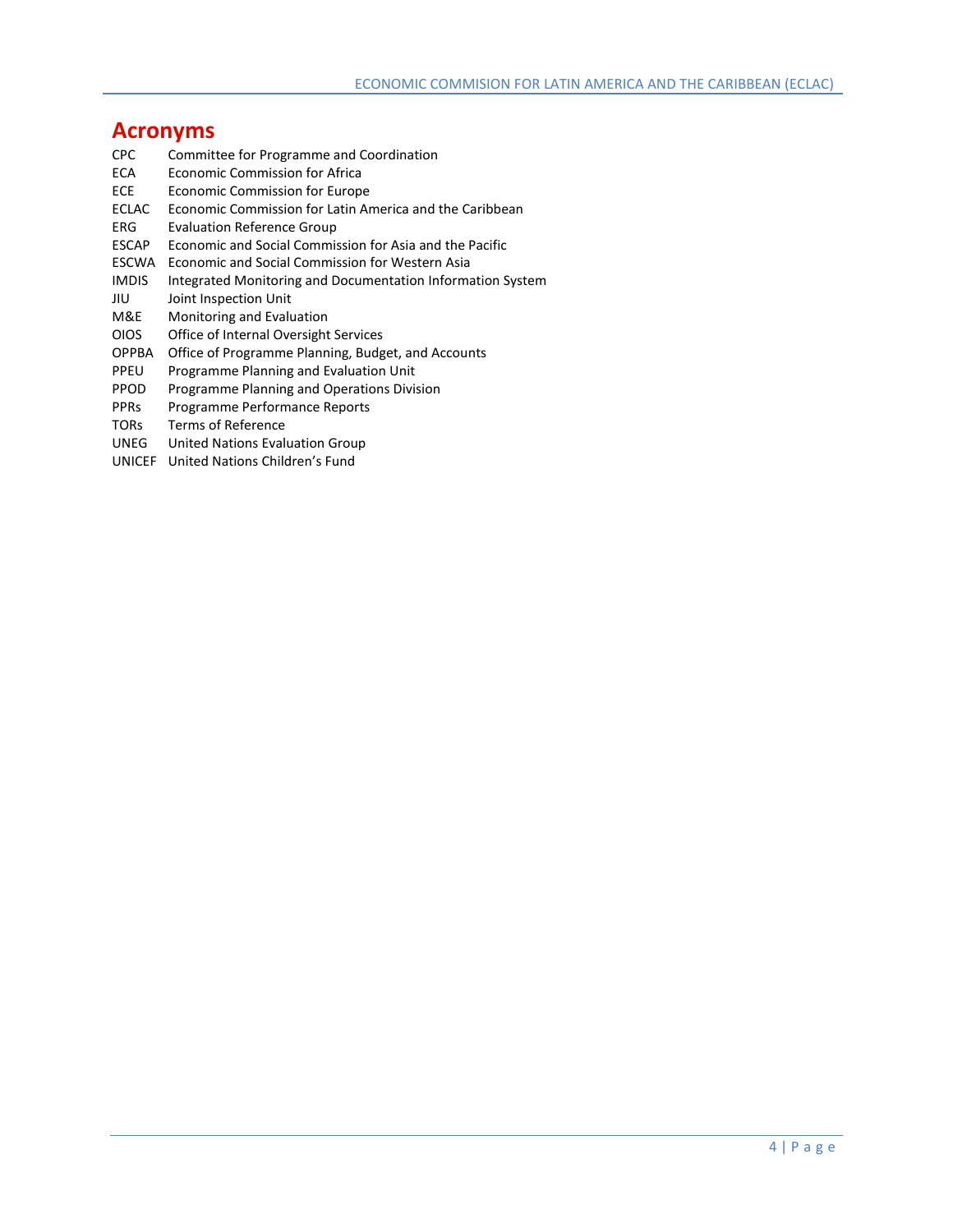# Acronyms

| | |
|---|---|
| CPC | Committee for Programme and Coordination |
| ECA | Economic Commission for Africa |
| ECE | Economic Commission for Europe |
| ECLAC | Economic Commission for Latin America and the Caribbean |
| ERG | Evaluation Reference Group |
| ESCAP | Economic and Social Commission for Asia and the Pacific |
| ESCWA | Economic and Social Commission for Western Asia |
| IMDIS | Integrated Monitoring and Documentation Information System |
| JIU | Joint Inspection Unit |
| M&E | Monitoring and Evaluation |
| OIOS | Office of Internal Oversight Services |
| OPPBA | Office of Programme Planning, Budget, and Accounts |
| PPEU | Programme Planning and Evaluation Unit |
| PPOD | Programme Planning and Operations Division |
| PPRs | Programme Performance Reports |
| TORs | Terms of Reference |
| UNEG | United Nations Evaluation Group |
| UNICEF | United Nations Children's Fund |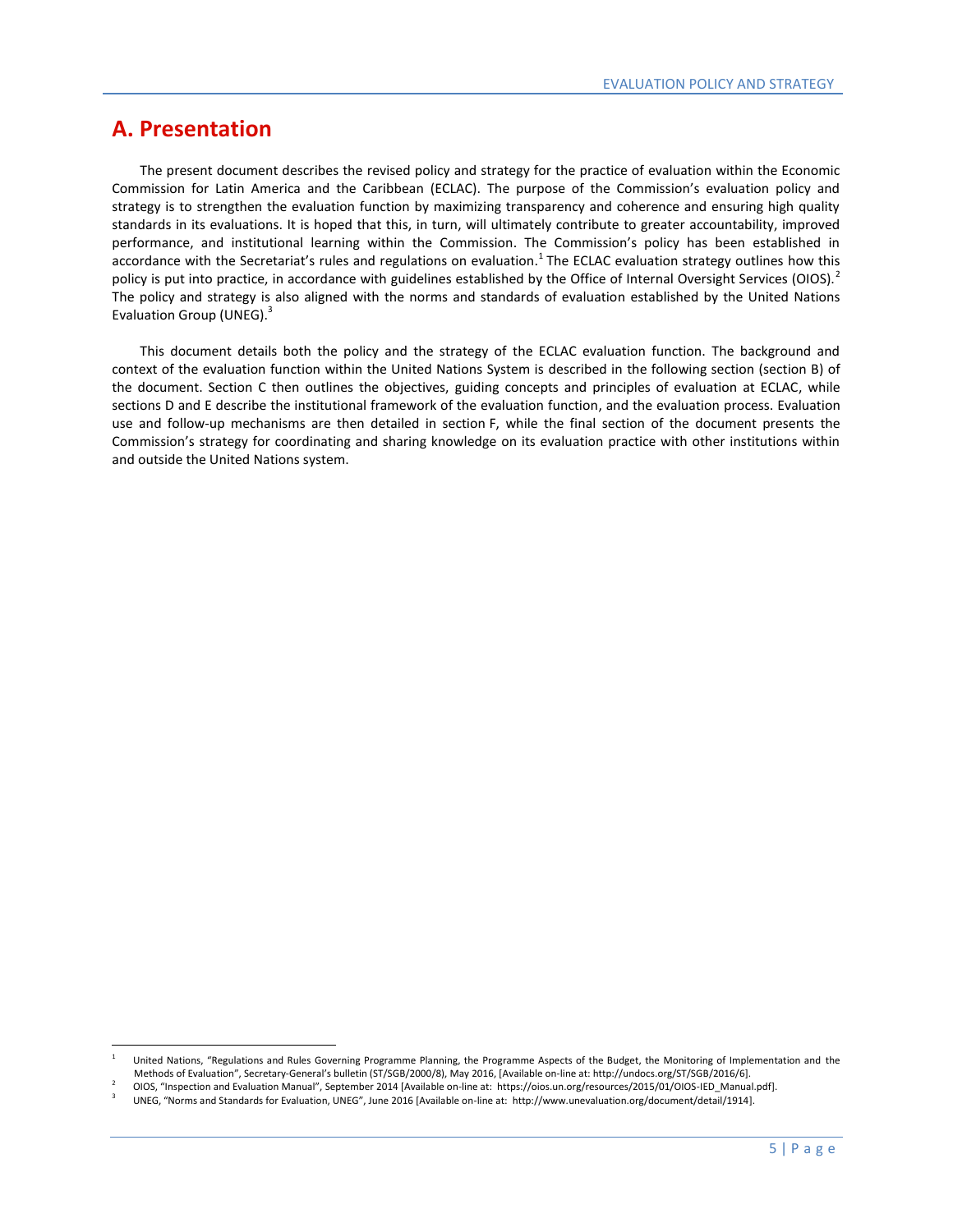## A. Presentation

The present document describes the revised policy and strategy for the practice of evaluation within the Economic Commission for Latin America and the Caribbean (ECLAC). The purpose of the Commission's evaluation policy and strategy is to strengthen the evaluation function by maximizing transparency and coherence and ensuring high quality standards in its evaluations. It is hoped that this, in turn, will ultimately contribute to greater accountability, improved performance, and institutional learning within the Commission. The Commission's policy has been established in accordance with the Secretariat's rules and regulations on evaluation.[1] The ECLAC evaluation strategy outlines how this policy is put into practice, in accordance with guidelines established by the Office of Internal Oversight Services (OIOS).[2] The policy and strategy is also aligned with the norms and standards of evaluation established by the United Nations Evaluation Group (UNEG).[3]

This document details both the policy and the strategy of the ECLAC evaluation function. The background and context of the evaluation function within the United Nations System is described in the following section (section B) of the document. Section C then outlines the objectives, guiding concepts and principles of evaluation at ECLAC, while sections D and E describe the institutional framework of the evaluation function, and the evaluation process. Evaluation use and follow-up mechanisms are then detailed in section F, while the final section of the document presents the Commission's strategy for coordinating and sharing knowledge on its evaluation practice with other institutions within and outside the United Nations system.

---

[1] United Nations, "Regulations and Rules Governing Programme Planning, the Programme Aspects of the Budget, the Monitoring of Implementation and the Methods of Evaluation", Secretary-General's bulletin (ST/SGB/2000/8), May 2016, [Available on-line at: http://undocs.org/ST/SGB/2016/6].

[2] OIOS, "Inspection and Evaluation Manual", September 2014 [Available on-line at: https://oios.un.org/resources/2015/01/OIOS-IED_Manual.pdf].

[3] UNEG, "Norms and Standards for Evaluation, UNEG", June 2016 [Available on-line at: http://www.unevaluation.org/document/detail/1914].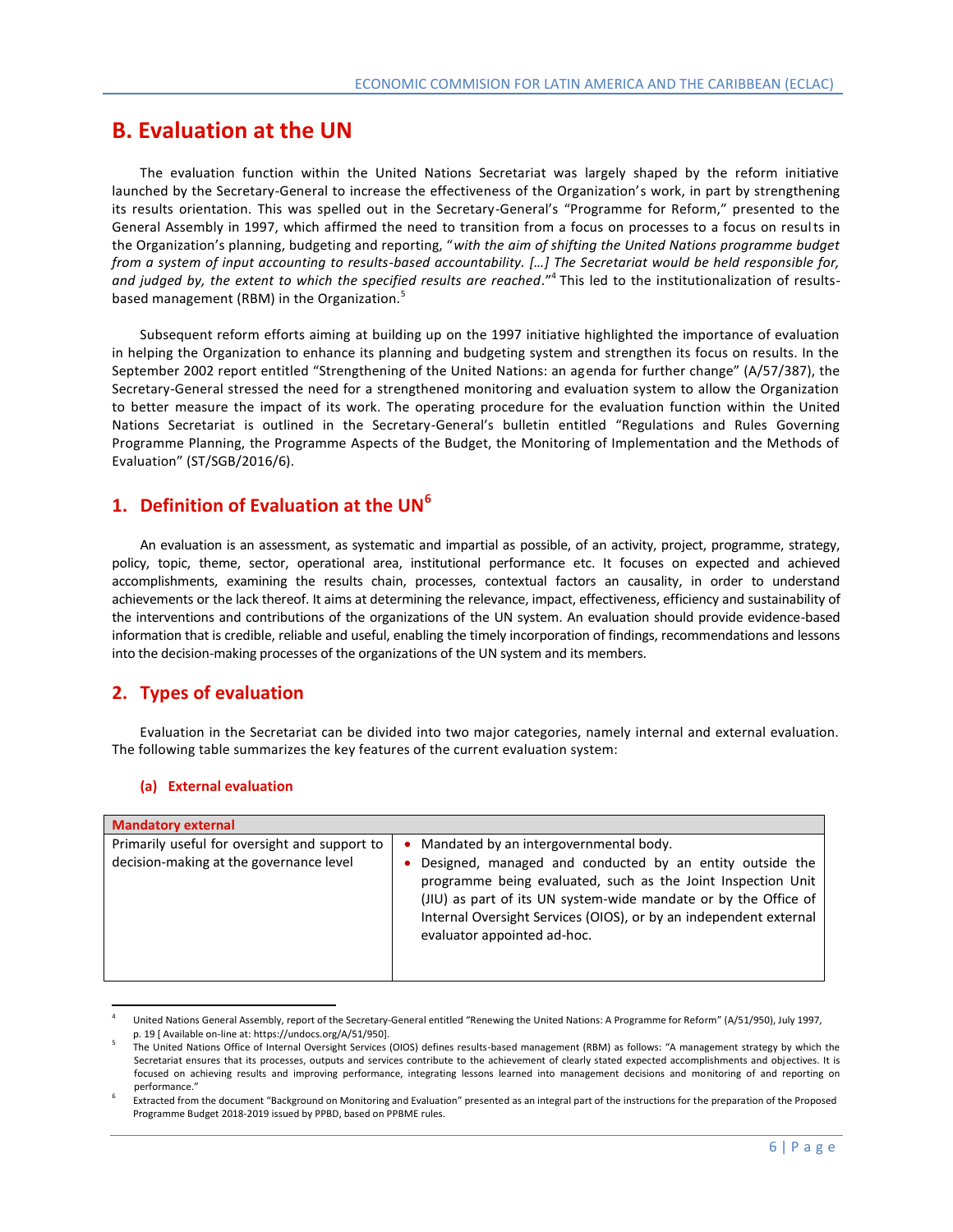# B. Evaluation at the UN

The evaluation function within the United Nations Secretariat was largely shaped by the reform initiative launched by the Secretary-General to increase the effectiveness of the Organization's work, in part by strengthening its results orientation. This was spelled out in the Secretary-General's "Programme for Reform," presented to the General Assembly in 1997, which affirmed the need to transition from a focus on processes to a focus on results in the Organization's planning, budgeting and reporting, "*with the aim of shifting the United Nations programme budget from a system of input accounting to results-based accountability. […] The Secretariat would be held responsible for, and judged by, the extent to which the specified results are reached*."[4] This led to the institutionalization of results-based management (RBM) in the Organization.[5]

Subsequent reform efforts aiming at building up on the 1997 initiative highlighted the importance of evaluation in helping the Organization to enhance its planning and budgeting system and strengthen its focus on results. In the September 2002 report entitled "Strengthening of the United Nations: an agenda for further change" (A/57/387), the Secretary-General stressed the need for a strengthened monitoring and evaluation system to allow the Organization to better measure the impact of its work. The operating procedure for the evaluation function within the United Nations Secretariat is outlined in the Secretary-General's bulletin entitled "Regulations and Rules Governing Programme Planning, the Programme Aspects of the Budget, the Monitoring of Implementation and the Methods of Evaluation" (ST/SGB/2016/6).

## 1. Definition of Evaluation at the UN[6]

An evaluation is an assessment, as systematic and impartial as possible, of an activity, project, programme, strategy, policy, topic, theme, sector, operational area, institutional performance etc. It focuses on expected and achieved accomplishments, examining the results chain, processes, contextual factors an causality, in order to understand achievements or the lack thereof. It aims at determining the relevance, impact, effectiveness, efficiency and sustainability of the interventions and contributions of the organizations of the UN system. An evaluation should provide evidence-based information that is credible, reliable and useful, enabling the timely incorporation of findings, recommendations and lessons into the decision-making processes of the organizations of the UN system and its members.

## 2. Types of evaluation

Evaluation in the Secretariat can be divided into two major categories, namely internal and external evaluation. The following table summarizes the key features of the current evaluation system:

### (a) External evaluation

| **Mandatory external** | |
|---|---|
| Primarily useful for oversight and support to decision-making at the governance level | • Mandated by an intergovernmental body.<br>• Designed, managed and conducted by an entity outside the programme being evaluated, such as the Joint Inspection Unit (JIU) as part of its UN system-wide mandate or by the Office of Internal Oversight Services (OIOS), or by an independent external evaluator appointed ad-hoc. |

---

[4] United Nations General Assembly, report of the Secretary-General entitled "Renewing the United Nations: A Programme for Reform" (A/51/950), July 1997, p. 19 [ Available on-line at: https://undocs.org/A/51/950].

[5] The United Nations Office of Internal Oversight Services (OIOS) defines results-based management (RBM) as follows: "A management strategy by which the Secretariat ensures that its processes, outputs and services contribute to the achievement of clearly stated expected accomplishments and objectives. It is focused on achieving results and improving performance, integrating lessons learned into management decisions and monitoring of and reporting on performance."

[6] Extracted from the document "Background on Monitoring and Evaluation" presented as an integral part of the instructions for the preparation of the Proposed Programme Budget 2018-2019 issued by PPBD, based on PPBME rules.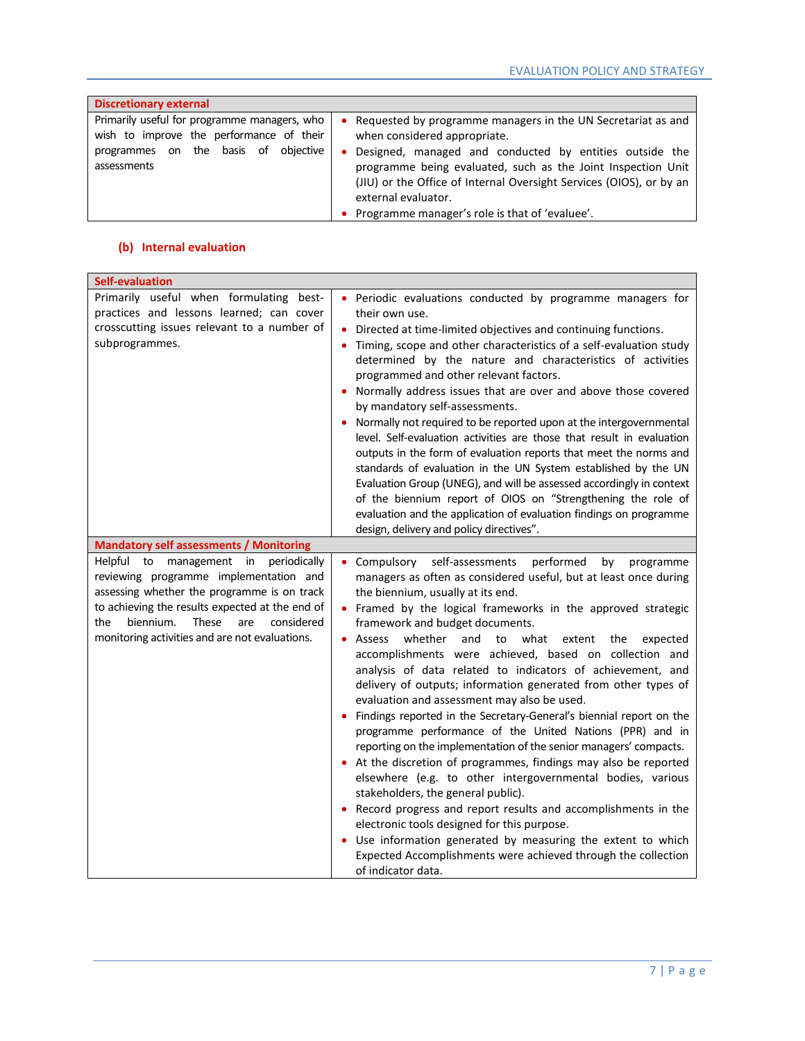| Discretionary external | |
|---|---|
| Primarily useful for programme managers, who wish to improve the performance of their programmes on the basis of objective assessments | • Requested by programme managers in the UN Secretariat as and when considered appropriate.<br>• Designed, managed and conducted by entities outside the programme being evaluated, such as the Joint Inspection Unit (JIU) or the Office of Internal Oversight Services (OIOS), or by an external evaluator.<br>• Programme manager's role is that of 'evaluee'. |

#### (b) Internal evaluation

| Self-evaluation | |
|---|---|
| Primarily useful when formulating best-practices and lessons learned; can cover crosscutting issues relevant to a number of subprogrammes. | • Periodic evaluations conducted by programme managers for their own use.<br>• Directed at time-limited objectives and continuing functions.<br>• Timing, scope and other characteristics of a self-evaluation study determined by the nature and characteristics of activities programmed and other relevant factors.<br>• Normally address issues that are over and above those covered by mandatory self-assessments.<br>• Normally not required to be reported upon at the intergovernmental level. Self-evaluation activities are those that result in evaluation outputs in the form of evaluation reports that meet the norms and standards of evaluation in the UN System established by the UN Evaluation Group (UNEG), and will be assessed accordingly in context of the biennium report of OIOS on "Strengthening the role of evaluation and the application of evaluation findings on programme design, delivery and policy directives". |
| **Mandatory self assessments / Monitoring** | |
| Helpful to management in periodically reviewing programme implementation and assessing whether the programme is on track to achieving the results expected at the end of the biennium. These are considered monitoring activities and are not evaluations. | • Compulsory self-assessments performed by programme managers as often as considered useful, but at least once during the biennium, usually at its end.<br>• Framed by the logical frameworks in the approved strategic framework and budget documents.<br>• Assess whether and to what extent the expected accomplishments were achieved, based on collection and analysis of data related to indicators of achievement, and delivery of outputs; information generated from other types of evaluation and assessment may also be used.<br>• Findings reported in the Secretary-General's biennial report on the programme performance of the United Nations (PPR) and in reporting on the implementation of the senior managers' compacts.<br>• At the discretion of programmes, findings may also be reported elsewhere (e.g. to other intergovernmental bodies, various stakeholders, the general public).<br>• Record progress and report results and accomplishments in the electronic tools designed for this purpose.<br>• Use information generated by measuring the extent to which Expected Accomplishments were achieved through the collection of indicator data. |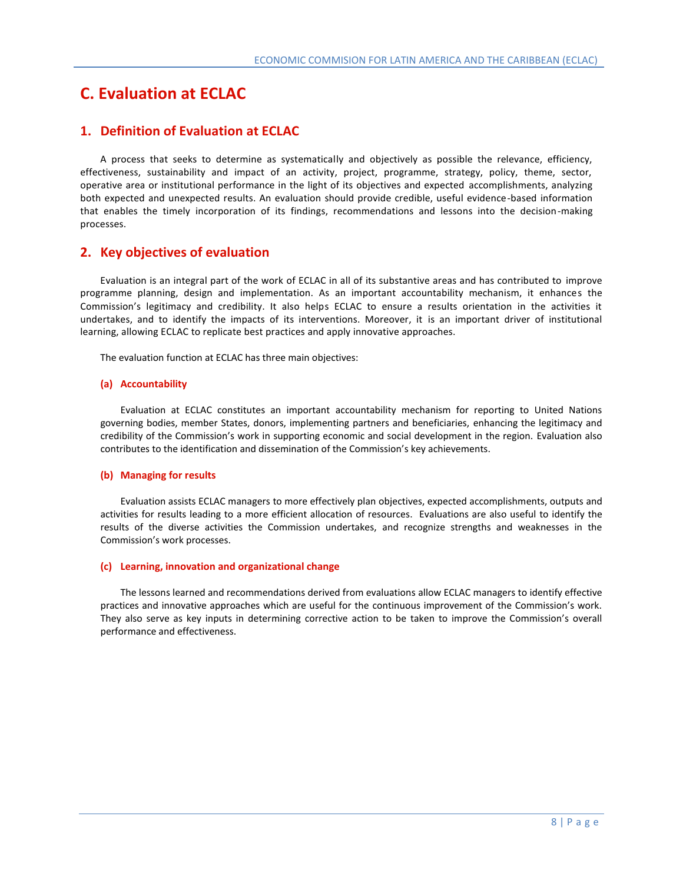# C. Evaluation at ECLAC

## 1. Definition of Evaluation at ECLAC

A process that seeks to determine as systematically and objectively as possible the relevance, efficiency, effectiveness, sustainability and impact of an activity, project, programme, strategy, policy, theme, sector, operative area or institutional performance in the light of its objectives and expected accomplishments, analyzing both expected and unexpected results. An evaluation should provide credible, useful evidence-based information that enables the timely incorporation of its findings, recommendations and lessons into the decision-making processes.

## 2. Key objectives of evaluation

Evaluation is an integral part of the work of ECLAC in all of its substantive areas and has contributed to improve programme planning, design and implementation. As an important accountability mechanism, it enhances the Commission's legitimacy and credibility. It also helps ECLAC to ensure a results orientation in the activities it undertakes, and to identify the impacts of its interventions. Moreover, it is an important driver of institutional learning, allowing ECLAC to replicate best practices and apply innovative approaches.

The evaluation function at ECLAC has three main objectives:

### (a) Accountability

Evaluation at ECLAC constitutes an important accountability mechanism for reporting to United Nations governing bodies, member States, donors, implementing partners and beneficiaries, enhancing the legitimacy and credibility of the Commission's work in supporting economic and social development in the region. Evaluation also contributes to the identification and dissemination of the Commission's key achievements.

### (b) Managing for results

Evaluation assists ECLAC managers to more effectively plan objectives, expected accomplishments, outputs and activities for results leading to a more efficient allocation of resources. Evaluations are also useful to identify the results of the diverse activities the Commission undertakes, and recognize strengths and weaknesses in the Commission's work processes.

### (c) Learning, innovation and organizational change

The lessons learned and recommendations derived from evaluations allow ECLAC managers to identify effective practices and innovative approaches which are useful for the continuous improvement of the Commission's work. They also serve as key inputs in determining corrective action to be taken to improve the Commission's overall performance and effectiveness.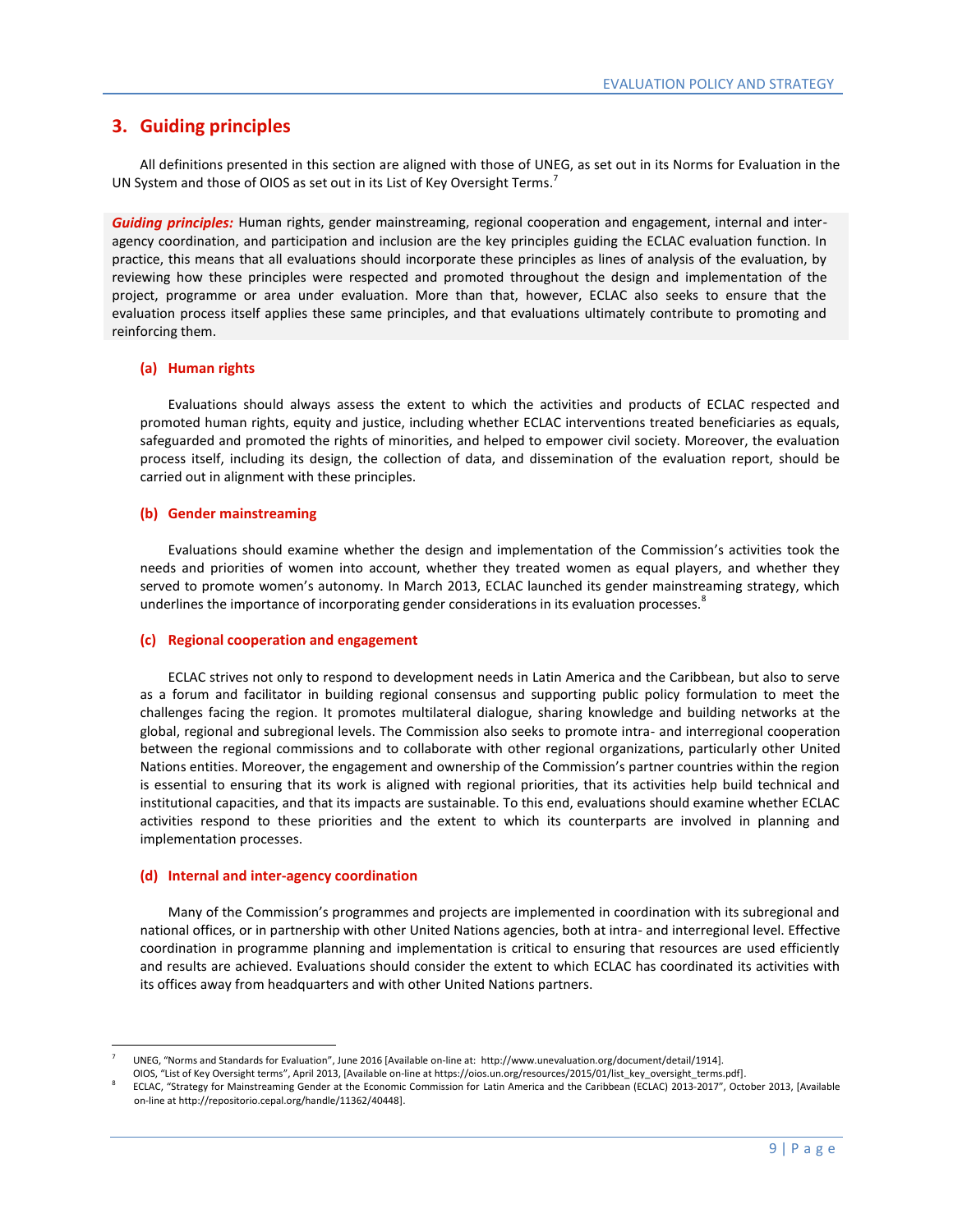## 3. Guiding principles

All definitions presented in this section are aligned with those of UNEG, as set out in its Norms for Evaluation in the UN System and those of OIOS as set out in its List of Key Oversight Terms.[7]

***Guiding principles:*** Human rights, gender mainstreaming, regional cooperation and engagement, internal and inter-agency coordination, and participation and inclusion are the key principles guiding the ECLAC evaluation function. In practice, this means that all evaluations should incorporate these principles as lines of analysis of the evaluation, by reviewing how these principles were respected and promoted throughout the design and implementation of the project, programme or area under evaluation. More than that, however, ECLAC also seeks to ensure that the evaluation process itself applies these same principles, and that evaluations ultimately contribute to promoting and reinforcing them.

### (a) Human rights

Evaluations should always assess the extent to which the activities and products of ECLAC respected and promoted human rights, equity and justice, including whether ECLAC interventions treated beneficiaries as equals, safeguarded and promoted the rights of minorities, and helped to empower civil society. Moreover, the evaluation process itself, including its design, the collection of data, and dissemination of the evaluation report, should be carried out in alignment with these principles.

### (b) Gender mainstreaming

Evaluations should examine whether the design and implementation of the Commission's activities took the needs and priorities of women into account, whether they treated women as equal players, and whether they served to promote women's autonomy. In March 2013, ECLAC launched its gender mainstreaming strategy, which underlines the importance of incorporating gender considerations in its evaluation processes.[8]

### (c) Regional cooperation and engagement

ECLAC strives not only to respond to development needs in Latin America and the Caribbean, but also to serve as a forum and facilitator in building regional consensus and supporting public policy formulation to meet the challenges facing the region. It promotes multilateral dialogue, sharing knowledge and building networks at the global, regional and subregional levels. The Commission also seeks to promote intra- and interregional cooperation between the regional commissions and to collaborate with other regional organizations, particularly other United Nations entities. Moreover, the engagement and ownership of the Commission's partner countries within the region is essential to ensuring that its work is aligned with regional priorities, that its activities help build technical and institutional capacities, and that its impacts are sustainable. To this end, evaluations should examine whether ECLAC activities respond to these priorities and the extent to which its counterparts are involved in planning and implementation processes.

### (d) Internal and inter-agency coordination

Many of the Commission's programmes and projects are implemented in coordination with its subregional and national offices, or in partnership with other United Nations agencies, both at intra- and interregional level. Effective coordination in programme planning and implementation is critical to ensuring that resources are used efficiently and results are achieved. Evaluations should consider the extent to which ECLAC has coordinated its activities with its offices away from headquarters and with other United Nations partners.

---

[7] UNEG, "Norms and Standards for Evaluation", June 2016 [Available on-line at: http://www.unevaluation.org/document/detail/1914].
OIOS, "List of Key Oversight terms", April 2013, [Available on-line at https://oios.un.org/resources/2015/01/list_key_oversight_terms.pdf].

[8] ECLAC, "Strategy for Mainstreaming Gender at the Economic Commission for Latin America and the Caribbean (ECLAC) 2013-2017", October 2013, [Available on-line at http://repositorio.cepal.org/handle/11362/40448].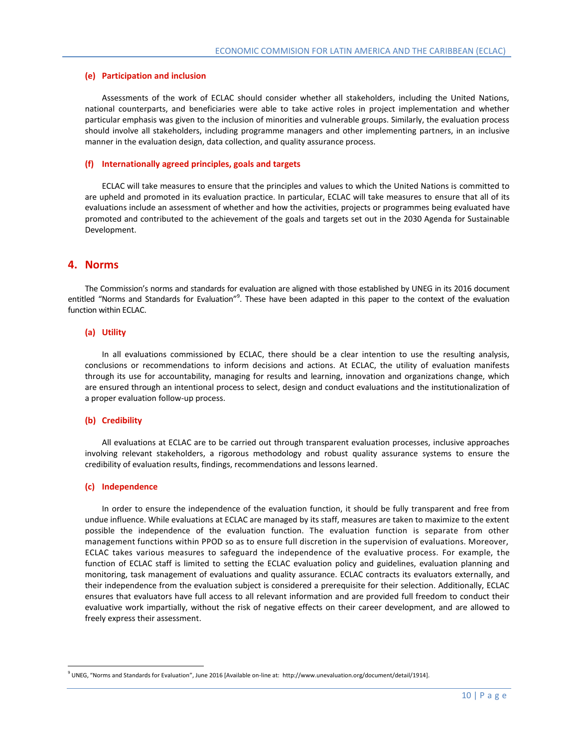### (e) Participation and inclusion

Assessments of the work of ECLAC should consider whether all stakeholders, including the United Nations, national counterparts, and beneficiaries were able to take active roles in project implementation and whether particular emphasis was given to the inclusion of minorities and vulnerable groups. Similarly, the evaluation process should involve all stakeholders, including programme managers and other implementing partners, in an inclusive manner in the evaluation design, data collection, and quality assurance process.

### (f) Internationally agreed principles, goals and targets

ECLAC will take measures to ensure that the principles and values to which the United Nations is committed to are upheld and promoted in its evaluation practice. In particular, ECLAC will take measures to ensure that all of its evaluations include an assessment of whether and how the activities, projects or programmes being evaluated have promoted and contributed to the achievement of the goals and targets set out in the 2030 Agenda for Sustainable Development.

## 4. Norms

The Commission's norms and standards for evaluation are aligned with those established by UNEG in its 2016 document entitled "Norms and Standards for Evaluation"[9]. These have been adapted in this paper to the context of the evaluation function within ECLAC.

### (a) Utility

In all evaluations commissioned by ECLAC, there should be a clear intention to use the resulting analysis, conclusions or recommendations to inform decisions and actions. At ECLAC, the utility of evaluation manifests through its use for accountability, managing for results and learning, innovation and organizations change, which are ensured through an intentional process to select, design and conduct evaluations and the institutionalization of a proper evaluation follow-up process.

### (b) Credibility

All evaluations at ECLAC are to be carried out through transparent evaluation processes, inclusive approaches involving relevant stakeholders, a rigorous methodology and robust quality assurance systems to ensure the credibility of evaluation results, findings, recommendations and lessons learned.

### (c) Independence

In order to ensure the independence of the evaluation function, it should be fully transparent and free from undue influence. While evaluations at ECLAC are managed by its staff, measures are taken to maximize to the extent possible the independence of the evaluation function. The evaluation function is separate from other management functions within PPOD so as to ensure full discretion in the supervision of evaluations. Moreover, ECLAC takes various measures to safeguard the independence of the evaluative process. For example, the function of ECLAC staff is limited to setting the ECLAC evaluation policy and guidelines, evaluation planning and monitoring, task management of evaluations and quality assurance. ECLAC contracts its evaluators externally, and their independence from the evaluation subject is considered a prerequisite for their selection. Additionally, ECLAC ensures that evaluators have full access to all relevant information and are provided full freedom to conduct their evaluative work impartially, without the risk of negative effects on their career development, and are allowed to freely express their assessment.

---

[9] UNEG, "Norms and Standards for Evaluation", June 2016 [Available on-line at: http://www.unevaluation.org/document/detail/1914].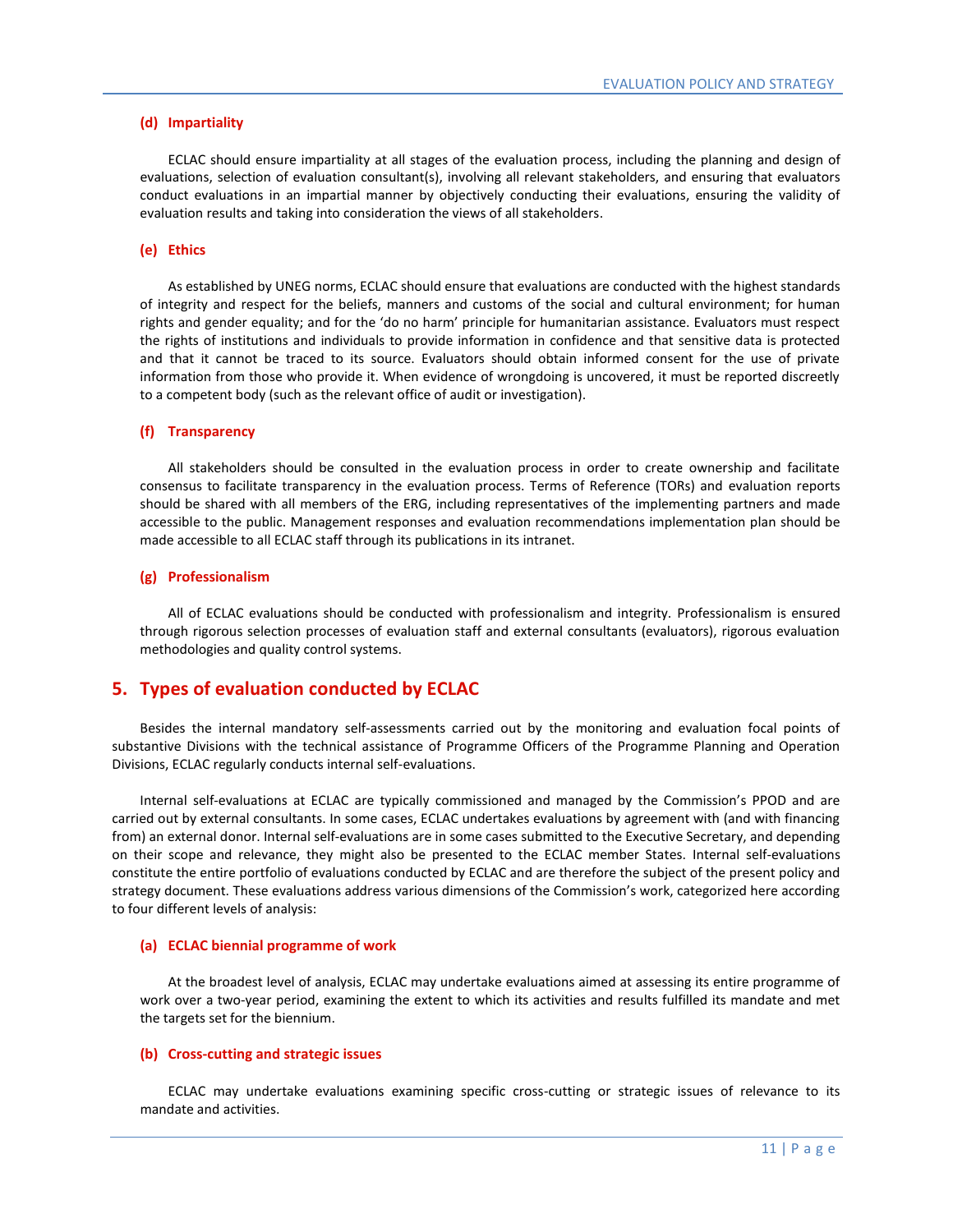#### (d) Impartiality

ECLAC should ensure impartiality at all stages of the evaluation process, including the planning and design of evaluations, selection of evaluation consultant(s), involving all relevant stakeholders, and ensuring that evaluators conduct evaluations in an impartial manner by objectively conducting their evaluations, ensuring the validity of evaluation results and taking into consideration the views of all stakeholders.

#### (e) Ethics

As established by UNEG norms, ECLAC should ensure that evaluations are conducted with the highest standards of integrity and respect for the beliefs, manners and customs of the social and cultural environment; for human rights and gender equality; and for the 'do no harm' principle for humanitarian assistance. Evaluators must respect the rights of institutions and individuals to provide information in confidence and that sensitive data is protected and that it cannot be traced to its source. Evaluators should obtain informed consent for the use of private information from those who provide it. When evidence of wrongdoing is uncovered, it must be reported discreetly to a competent body (such as the relevant office of audit or investigation).

#### (f) Transparency

All stakeholders should be consulted in the evaluation process in order to create ownership and facilitate consensus to facilitate transparency in the evaluation process. Terms of Reference (TORs) and evaluation reports should be shared with all members of the ERG, including representatives of the implementing partners and made accessible to the public. Management responses and evaluation recommendations implementation plan should be made accessible to all ECLAC staff through its publications in its intranet.

#### (g) Professionalism

All of ECLAC evaluations should be conducted with professionalism and integrity. Professionalism is ensured through rigorous selection processes of evaluation staff and external consultants (evaluators), rigorous evaluation methodologies and quality control systems.

## 5. Types of evaluation conducted by ECLAC

Besides the internal mandatory self-assessments carried out by the monitoring and evaluation focal points of substantive Divisions with the technical assistance of Programme Officers of the Programme Planning and Operation Divisions, ECLAC regularly conducts internal self-evaluations.

Internal self-evaluations at ECLAC are typically commissioned and managed by the Commission's PPOD and are carried out by external consultants. In some cases, ECLAC undertakes evaluations by agreement with (and with financing from) an external donor. Internal self-evaluations are in some cases submitted to the Executive Secretary, and depending on their scope and relevance, they might also be presented to the ECLAC member States. Internal self-evaluations constitute the entire portfolio of evaluations conducted by ECLAC and are therefore the subject of the present policy and strategy document. These evaluations address various dimensions of the Commission's work, categorized here according to four different levels of analysis:

#### (a) ECLAC biennial programme of work

At the broadest level of analysis, ECLAC may undertake evaluations aimed at assessing its entire programme of work over a two-year period, examining the extent to which its activities and results fulfilled its mandate and met the targets set for the biennium.

#### (b) Cross-cutting and strategic issues

ECLAC may undertake evaluations examining specific cross-cutting or strategic issues of relevance to its mandate and activities.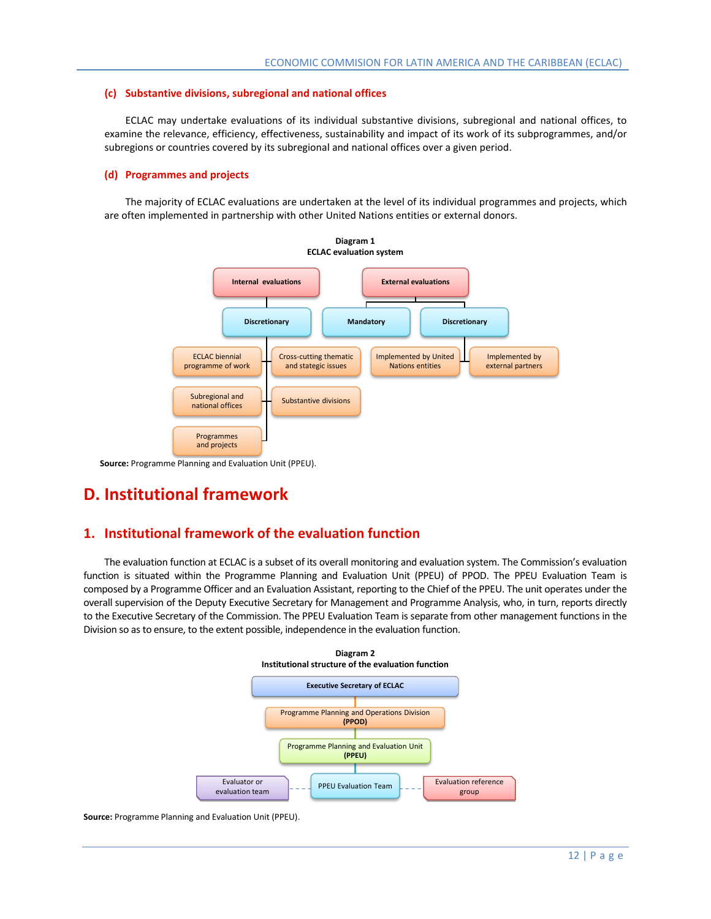#### (c) Substantive divisions, subregional and national offices

ECLAC may undertake evaluations of its individual substantive divisions, subregional and national offices, to examine the relevance, efficiency, effectiveness, sustainability and impact of its work of its subprogrammes, and/or subregions or countries covered by its subregional and national offices over a given period.

#### (d) Programmes and projects

The majority of ECLAC evaluations are undertaken at the level of its individual programmes and projects, which are often implemented in partnership with other United Nations entities or external donors.

**Diagram 1**
**ECLAC evaluation system**

- Internal evaluations
  - Discretionary
    - ECLAC biennial programme of work
    - Cross-cutting thematic and stategic issues
    - Subregional and national offices
    - Substantive divisions
    - Programmes and projects
- External evaluations
  - Mandatory
  - Discretionary
    - Implemented by United Nations entities
    - Implemented by external partners

**Source:** Programme Planning and Evaluation Unit (PPEU).

# D. Institutional framework

## 1. Institutional framework of the evaluation function

The evaluation function at ECLAC is a subset of its overall monitoring and evaluation system. The Commission's evaluation function is situated within the Programme Planning and Evaluation Unit (PPEU) of PPOD. The PPEU Evaluation Team is composed by a Programme Officer and an Evaluation Assistant, reporting to the Chief of the PPEU. The unit operates under the overall supervision of the Deputy Executive Secretary for Management and Programme Analysis, who, in turn, reports directly to the Executive Secretary of the Commission. The PPEU Evaluation Team is separate from other management functions in the Division so as to ensure, to the extent possible, independence in the evaluation function.

**Diagram 2**
**Institutional structure of the evaluation function**

- Executive Secretary of ECLAC
  - Programme Planning and Operations Division **(PPOD)**
    - Programme Planning and Evaluation Unit **(PPEU)**
      - PPEU Evaluation Team
        - Evaluator or evaluation team
        - Evaluation reference group

**Source:** Programme Planning and Evaluation Unit (PPEU).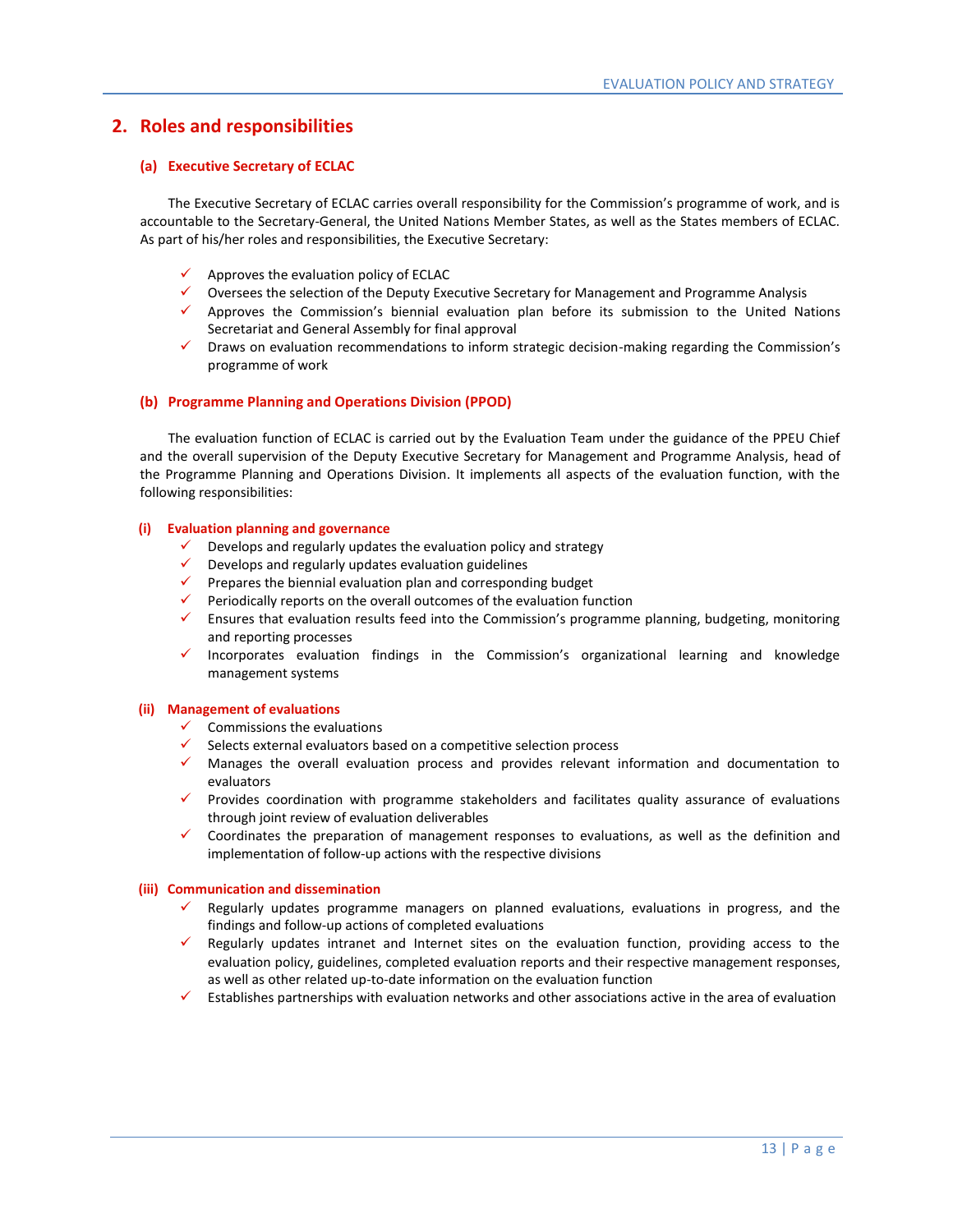## 2. Roles and responsibilities

### (a) Executive Secretary of ECLAC

The Executive Secretary of ECLAC carries overall responsibility for the Commission's programme of work, and is accountable to the Secretary-General, the United Nations Member States, as well as the States members of ECLAC. As part of his/her roles and responsibilities, the Executive Secretary:

- ✓ Approves the evaluation policy of ECLAC
- ✓ Oversees the selection of the Deputy Executive Secretary for Management and Programme Analysis
- ✓ Approves the Commission's biennial evaluation plan before its submission to the United Nations Secretariat and General Assembly for final approval
- ✓ Draws on evaluation recommendations to inform strategic decision-making regarding the Commission's programme of work

### (b) Programme Planning and Operations Division (PPOD)

The evaluation function of ECLAC is carried out by the Evaluation Team under the guidance of the PPEU Chief and the overall supervision of the Deputy Executive Secretary for Management and Programme Analysis, head of the Programme Planning and Operations Division. It implements all aspects of the evaluation function, with the following responsibilities:

#### (i) Evaluation planning and governance

- ✓ Develops and regularly updates the evaluation policy and strategy
- ✓ Develops and regularly updates evaluation guidelines
- ✓ Prepares the biennial evaluation plan and corresponding budget
- ✓ Periodically reports on the overall outcomes of the evaluation function
- ✓ Ensures that evaluation results feed into the Commission's programme planning, budgeting, monitoring and reporting processes
- ✓ Incorporates evaluation findings in the Commission's organizational learning and knowledge management systems

#### (ii) Management of evaluations

- ✓ Commissions the evaluations
- ✓ Selects external evaluators based on a competitive selection process
- ✓ Manages the overall evaluation process and provides relevant information and documentation to evaluators
- ✓ Provides coordination with programme stakeholders and facilitates quality assurance of evaluations through joint review of evaluation deliverables
- ✓ Coordinates the preparation of management responses to evaluations, as well as the definition and implementation of follow-up actions with the respective divisions

#### (iii) Communication and dissemination

- ✓ Regularly updates programme managers on planned evaluations, evaluations in progress, and the findings and follow-up actions of completed evaluations
- ✓ Regularly updates intranet and Internet sites on the evaluation function, providing access to the evaluation policy, guidelines, completed evaluation reports and their respective management responses, as well as other related up-to-date information on the evaluation function
- ✓ Establishes partnerships with evaluation networks and other associations active in the area of evaluation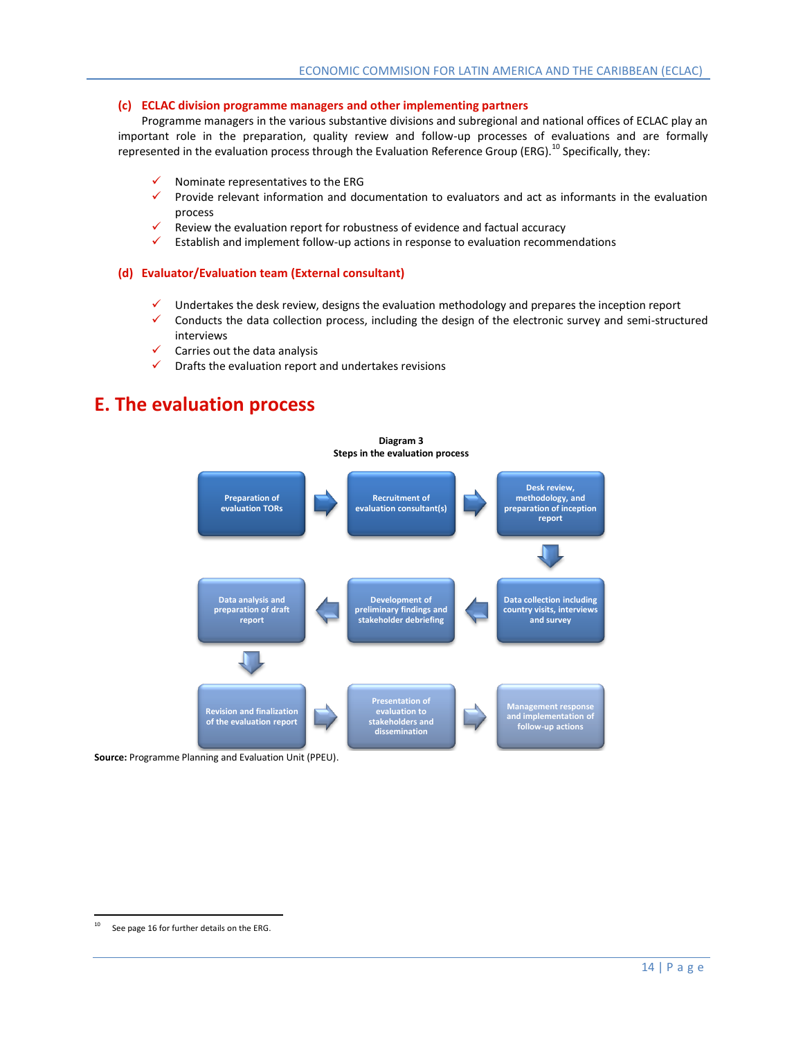### (c) ECLAC division programme managers and other implementing partners

Programme managers in the various substantive divisions and subregional and national offices of ECLAC play an important role in the preparation, quality review and follow-up processes of evaluations and are formally represented in the evaluation process through the Evaluation Reference Group (ERG).[10] Specifically, they:

- ✓ Nominate representatives to the ERG
- ✓ Provide relevant information and documentation to evaluators and act as informants in the evaluation process
- ✓ Review the evaluation report for robustness of evidence and factual accuracy
- ✓ Establish and implement follow-up actions in response to evaluation recommendations

### (d) Evaluator/Evaluation team (External consultant)

- ✓ Undertakes the desk review, designs the evaluation methodology and prepares the inception report
- ✓ Conducts the data collection process, including the design of the electronic survey and semi-structured interviews
- ✓ Carries out the data analysis
- ✓ Drafts the evaluation report and undertakes revisions

## E. The evaluation process

**Diagram 3**
**Steps in the evaluation process**

1. Preparation of evaluation TORs
2. Recruitment of evaluation consultant(s)
3. Desk review, methodology, and preparation of inception report
4. Data collection including country visits, interviews and survey
5. Development of preliminary findings and stakeholder debriefing
6. Data analysis and preparation of draft report
7. Revision and finalization of the evaluation report
8. Presentation of evaluation to stakeholders and dissemination
9. Management response and implementation of follow-up actions

**Source:** Programme Planning and Evaluation Unit (PPEU).

[10] See page 16 for further details on the ERG.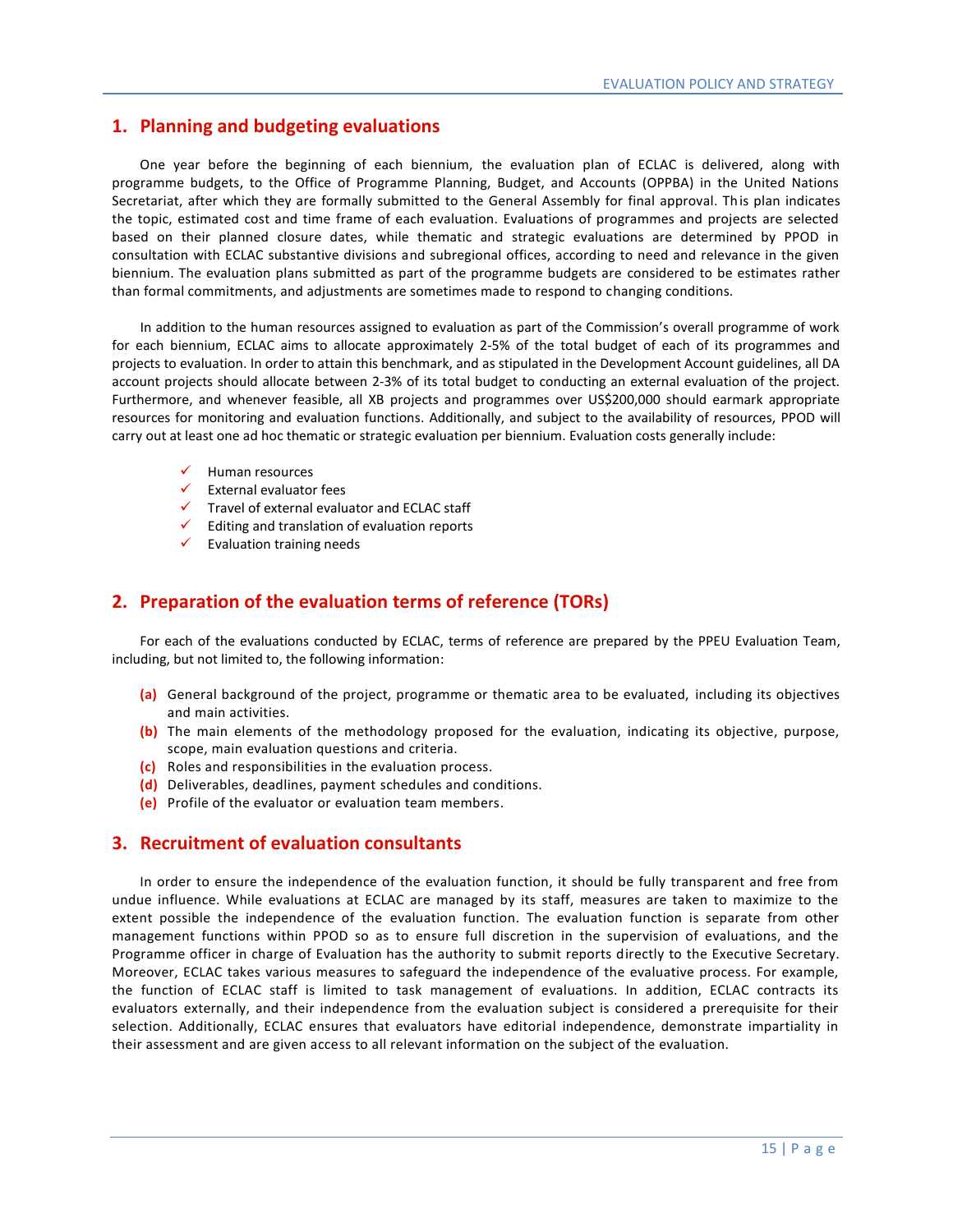## 1. Planning and budgeting evaluations

One year before the beginning of each biennium, the evaluation plan of ECLAC is delivered, along with programme budgets, to the Office of Programme Planning, Budget, and Accounts (OPPBA) in the United Nations Secretariat, after which they are formally submitted to the General Assembly for final approval. This plan indicates the topic, estimated cost and time frame of each evaluation. Evaluations of programmes and projects are selected based on their planned closure dates, while thematic and strategic evaluations are determined by PPOD in consultation with ECLAC substantive divisions and subregional offices, according to need and relevance in the given biennium. The evaluation plans submitted as part of the programme budgets are considered to be estimates rather than formal commitments, and adjustments are sometimes made to respond to changing conditions.

In addition to the human resources assigned to evaluation as part of the Commission's overall programme of work for each biennium, ECLAC aims to allocate approximately 2-5% of the total budget of each of its programmes and projects to evaluation. In order to attain this benchmark, and as stipulated in the Development Account guidelines, all DA account projects should allocate between 2-3% of its total budget to conducting an external evaluation of the project. Furthermore, and whenever feasible, all XB projects and programmes over US$200,000 should earmark appropriate resources for monitoring and evaluation functions. Additionally, and subject to the availability of resources, PPOD will carry out at least one ad hoc thematic or strategic evaluation per biennium. Evaluation costs generally include:

- ✓ Human resources
- ✓ External evaluator fees
- ✓ Travel of external evaluator and ECLAC staff
- ✓ Editing and translation of evaluation reports
- ✓ Evaluation training needs

## 2. Preparation of the evaluation terms of reference (TORs)

For each of the evaluations conducted by ECLAC, terms of reference are prepared by the PPEU Evaluation Team, including, but not limited to, the following information:

**(a)** General background of the project, programme or thematic area to be evaluated, including its objectives and main activities.
**(b)** The main elements of the methodology proposed for the evaluation, indicating its objective, purpose, scope, main evaluation questions and criteria.
**(c)** Roles and responsibilities in the evaluation process.
**(d)** Deliverables, deadlines, payment schedules and conditions.
**(e)** Profile of the evaluator or evaluation team members.

## 3. Recruitment of evaluation consultants

In order to ensure the independence of the evaluation function, it should be fully transparent and free from undue influence. While evaluations at ECLAC are managed by its staff, measures are taken to maximize to the extent possible the independence of the evaluation function. The evaluation function is separate from other management functions within PPOD so as to ensure full discretion in the supervision of evaluations, and the Programme officer in charge of Evaluation has the authority to submit reports directly to the Executive Secretary. Moreover, ECLAC takes various measures to safeguard the independence of the evaluative process. For example, the function of ECLAC staff is limited to task management of evaluations. In addition, ECLAC contracts its evaluators externally, and their independence from the evaluation subject is considered a prerequisite for their selection. Additionally, ECLAC ensures that evaluators have editorial independence, demonstrate impartiality in their assessment and are given access to all relevant information on the subject of the evaluation.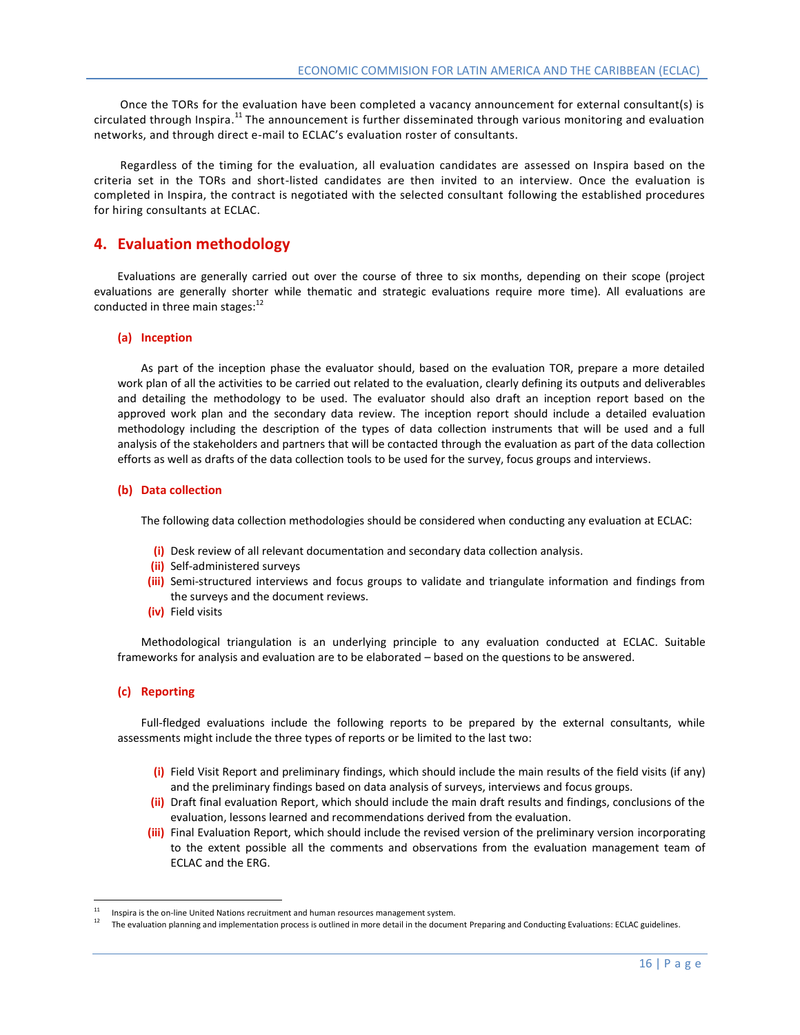Once the TORs for the evaluation have been completed a vacancy announcement for external consultant(s) is circulated through Inspira.[11] The announcement is further disseminated through various monitoring and evaluation networks, and through direct e-mail to ECLAC's evaluation roster of consultants.

Regardless of the timing for the evaluation, all evaluation candidates are assessed on Inspira based on the criteria set in the TORs and short-listed candidates are then invited to an interview. Once the evaluation is completed in Inspira, the contract is negotiated with the selected consultant following the established procedures for hiring consultants at ECLAC.

## 4. Evaluation methodology

Evaluations are generally carried out over the course of three to six months, depending on their scope (project evaluations are generally shorter while thematic and strategic evaluations require more time). All evaluations are conducted in three main stages:[12]

### (a) Inception

As part of the inception phase the evaluator should, based on the evaluation TOR, prepare a more detailed work plan of all the activities to be carried out related to the evaluation, clearly defining its outputs and deliverables and detailing the methodology to be used. The evaluator should also draft an inception report based on the approved work plan and the secondary data review. The inception report should include a detailed evaluation methodology including the description of the types of data collection instruments that will be used and a full analysis of the stakeholders and partners that will be contacted through the evaluation as part of the data collection efforts as well as drafts of the data collection tools to be used for the survey, focus groups and interviews.

### (b) Data collection

The following data collection methodologies should be considered when conducting any evaluation at ECLAC:

- **(i)** Desk review of all relevant documentation and secondary data collection analysis.
- **(ii)** Self-administered surveys
- **(iii)** Semi-structured interviews and focus groups to validate and triangulate information and findings from the surveys and the document reviews.
- **(iv)** Field visits

Methodological triangulation is an underlying principle to any evaluation conducted at ECLAC. Suitable frameworks for analysis and evaluation are to be elaborated – based on the questions to be answered.

### (c) Reporting

Full-fledged evaluations include the following reports to be prepared by the external consultants, while assessments might include the three types of reports or be limited to the last two:

- **(i)** Field Visit Report and preliminary findings, which should include the main results of the field visits (if any) and the preliminary findings based on data analysis of surveys, interviews and focus groups.
- **(ii)** Draft final evaluation Report, which should include the main draft results and findings, conclusions of the evaluation, lessons learned and recommendations derived from the evaluation.
- **(iii)** Final Evaluation Report, which should include the revised version of the preliminary version incorporating to the extent possible all the comments and observations from the evaluation management team of ECLAC and the ERG.

---

[11] Inspira is the on-line United Nations recruitment and human resources management system.

[12] The evaluation planning and implementation process is outlined in more detail in the document Preparing and Conducting Evaluations: ECLAC guidelines.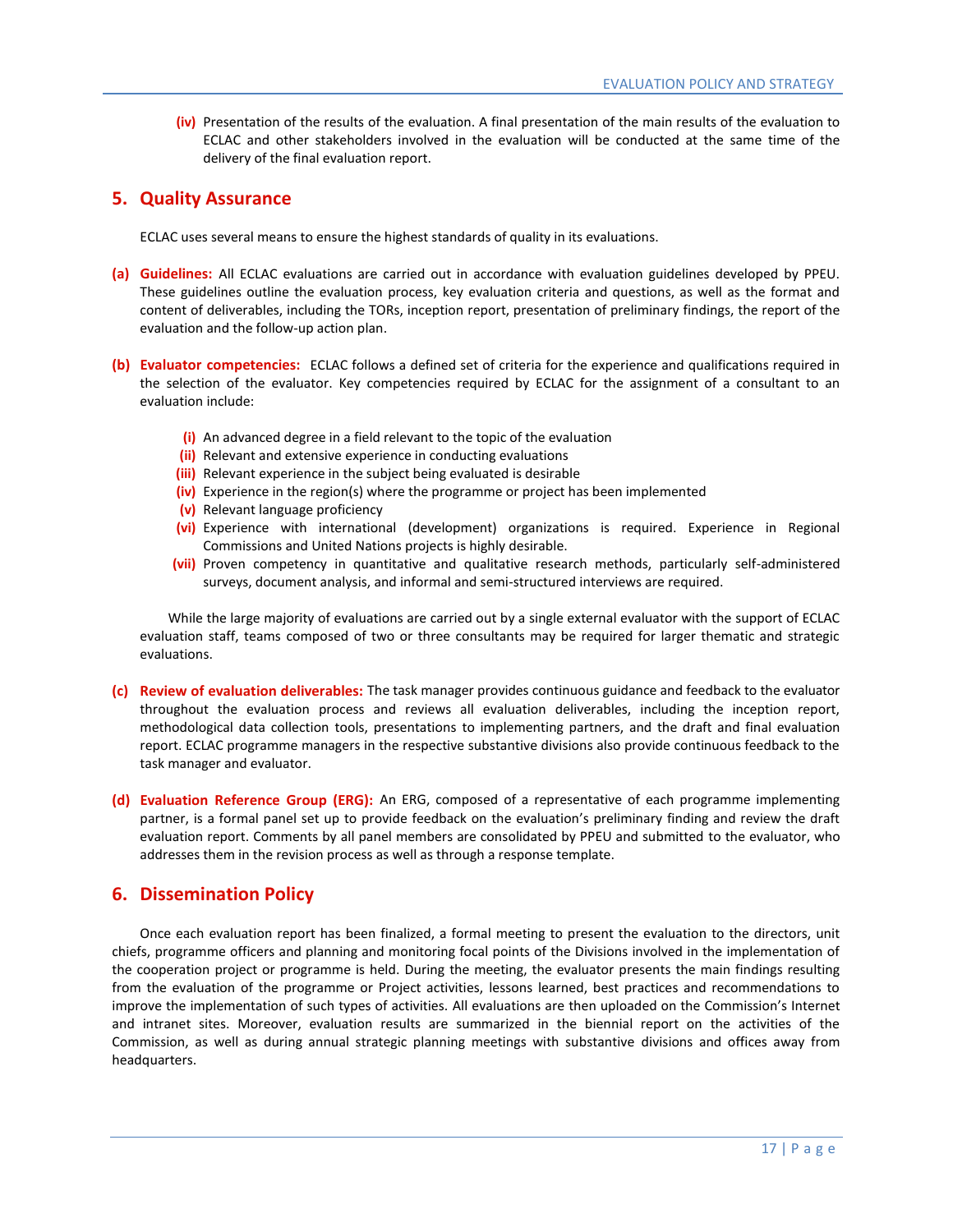**(iv)** Presentation of the results of the evaluation. A final presentation of the main results of the evaluation to ECLAC and other stakeholders involved in the evaluation will be conducted at the same time of the delivery of the final evaluation report.

## 5. Quality Assurance

ECLAC uses several means to ensure the highest standards of quality in its evaluations.

**(a) Guidelines:** All ECLAC evaluations are carried out in accordance with evaluation guidelines developed by PPEU. These guidelines outline the evaluation process, key evaluation criteria and questions, as well as the format and content of deliverables, including the TORs, inception report, presentation of preliminary findings, the report of the evaluation and the follow-up action plan.

**(b) Evaluator competencies:** ECLAC follows a defined set of criteria for the experience and qualifications required in the selection of the evaluator. Key competencies required by ECLAC for the assignment of a consultant to an evaluation include:

- **(i)** An advanced degree in a field relevant to the topic of the evaluation
- **(ii)** Relevant and extensive experience in conducting evaluations
- **(iii)** Relevant experience in the subject being evaluated is desirable
- **(iv)** Experience in the region(s) where the programme or project has been implemented
- **(v)** Relevant language proficiency
- **(vi)** Experience with international (development) organizations is required. Experience in Regional Commissions and United Nations projects is highly desirable.
- **(vii)** Proven competency in quantitative and qualitative research methods, particularly self-administered surveys, document analysis, and informal and semi-structured interviews are required.

While the large majority of evaluations are carried out by a single external evaluator with the support of ECLAC evaluation staff, teams composed of two or three consultants may be required for larger thematic and strategic evaluations.

**(c) Review of evaluation deliverables:** The task manager provides continuous guidance and feedback to the evaluator throughout the evaluation process and reviews all evaluation deliverables, including the inception report, methodological data collection tools, presentations to implementing partners, and the draft and final evaluation report. ECLAC programme managers in the respective substantive divisions also provide continuous feedback to the task manager and evaluator.

**(d) Evaluation Reference Group (ERG):** An ERG, composed of a representative of each programme implementing partner, is a formal panel set up to provide feedback on the evaluation's preliminary finding and review the draft evaluation report. Comments by all panel members are consolidated by PPEU and submitted to the evaluator, who addresses them in the revision process as well as through a response template.

## 6. Dissemination Policy

Once each evaluation report has been finalized, a formal meeting to present the evaluation to the directors, unit chiefs, programme officers and planning and monitoring focal points of the Divisions involved in the implementation of the cooperation project or programme is held. During the meeting, the evaluator presents the main findings resulting from the evaluation of the programme or Project activities, lessons learned, best practices and recommendations to improve the implementation of such types of activities. All evaluations are then uploaded on the Commission's Internet and intranet sites. Moreover, evaluation results are summarized in the biennial report on the activities of the Commission, as well as during annual strategic planning meetings with substantive divisions and offices away from headquarters.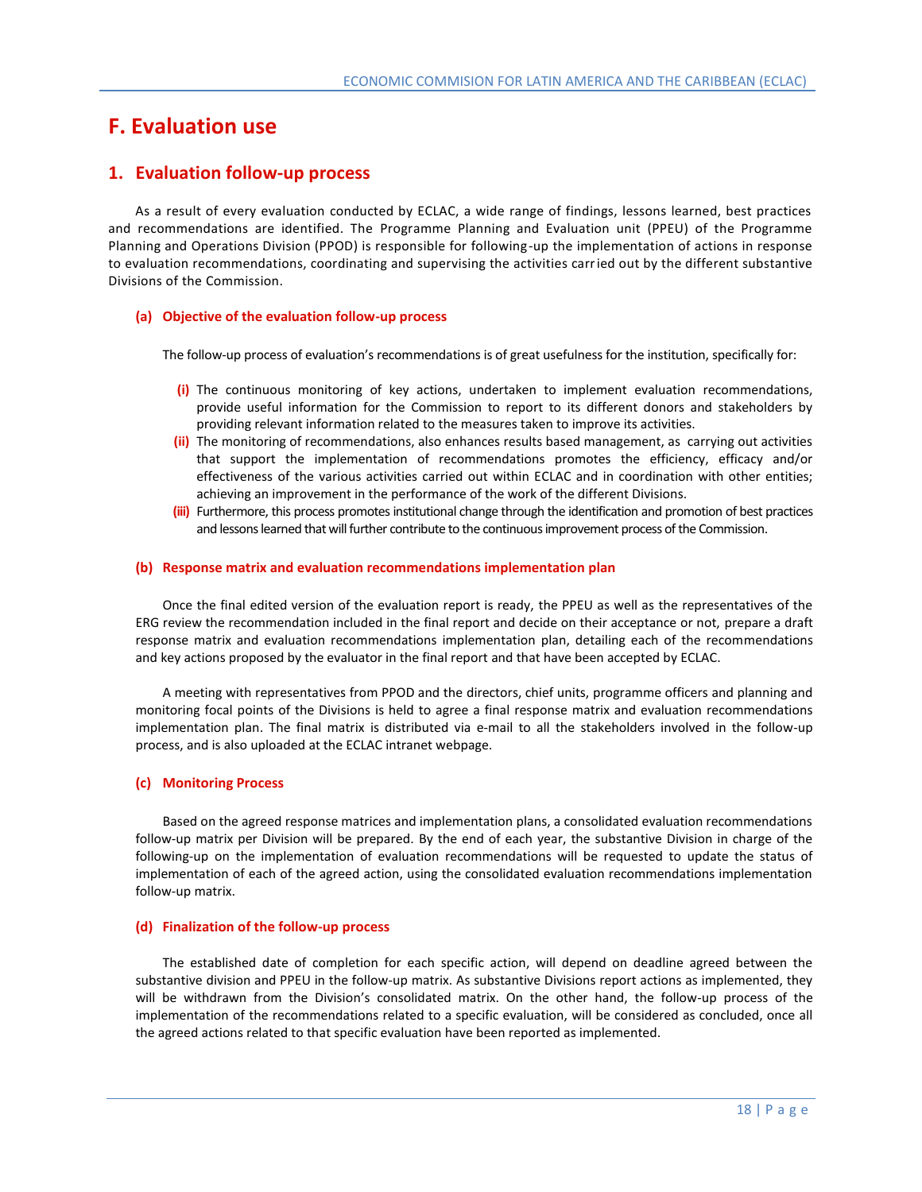# F. Evaluation use

## 1. Evaluation follow-up process

As a result of every evaluation conducted by ECLAC, a wide range of findings, lessons learned, best practices and recommendations are identified. The Programme Planning and Evaluation unit (PPEU) of the Programme Planning and Operations Division (PPOD) is responsible for following-up the implementation of actions in response to evaluation recommendations, coordinating and supervising the activities carried out by the different substantive Divisions of the Commission.

### (a) Objective of the evaluation follow-up process

The follow-up process of evaluation's recommendations is of great usefulness for the institution, specifically for:

- **(i)** The continuous monitoring of key actions, undertaken to implement evaluation recommendations, provide useful information for the Commission to report to its different donors and stakeholders by providing relevant information related to the measures taken to improve its activities.
- **(ii)** The monitoring of recommendations, also enhances results based management, as carrying out activities that support the implementation of recommendations promotes the efficiency, efficacy and/or effectiveness of the various activities carried out within ECLAC and in coordination with other entities; achieving an improvement in the performance of the work of the different Divisions.
- **(iii)** Furthermore, this process promotes institutional change through the identification and promotion of best practices and lessons learned that will further contribute to the continuous improvement process of the Commission.

### (b) Response matrix and evaluation recommendations implementation plan

Once the final edited version of the evaluation report is ready, the PPEU as well as the representatives of the ERG review the recommendation included in the final report and decide on their acceptance or not, prepare a draft response matrix and evaluation recommendations implementation plan, detailing each of the recommendations and key actions proposed by the evaluator in the final report and that have been accepted by ECLAC.

A meeting with representatives from PPOD and the directors, chief units, programme officers and planning and monitoring focal points of the Divisions is held to agree a final response matrix and evaluation recommendations implementation plan. The final matrix is distributed via e-mail to all the stakeholders involved in the follow-up process, and is also uploaded at the ECLAC intranet webpage.

### (c) Monitoring Process

Based on the agreed response matrices and implementation plans, a consolidated evaluation recommendations follow-up matrix per Division will be prepared. By the end of each year, the substantive Division in charge of the following-up on the implementation of evaluation recommendations will be requested to update the status of implementation of each of the agreed action, using the consolidated evaluation recommendations implementation follow-up matrix.

### (d) Finalization of the follow-up process

The established date of completion for each specific action, will depend on deadline agreed between the substantive division and PPEU in the follow-up matrix. As substantive Divisions report actions as implemented, they will be withdrawn from the Division's consolidated matrix. On the other hand, the follow-up process of the implementation of the recommendations related to a specific evaluation, will be considered as concluded, once all the agreed actions related to that specific evaluation have been reported as implemented.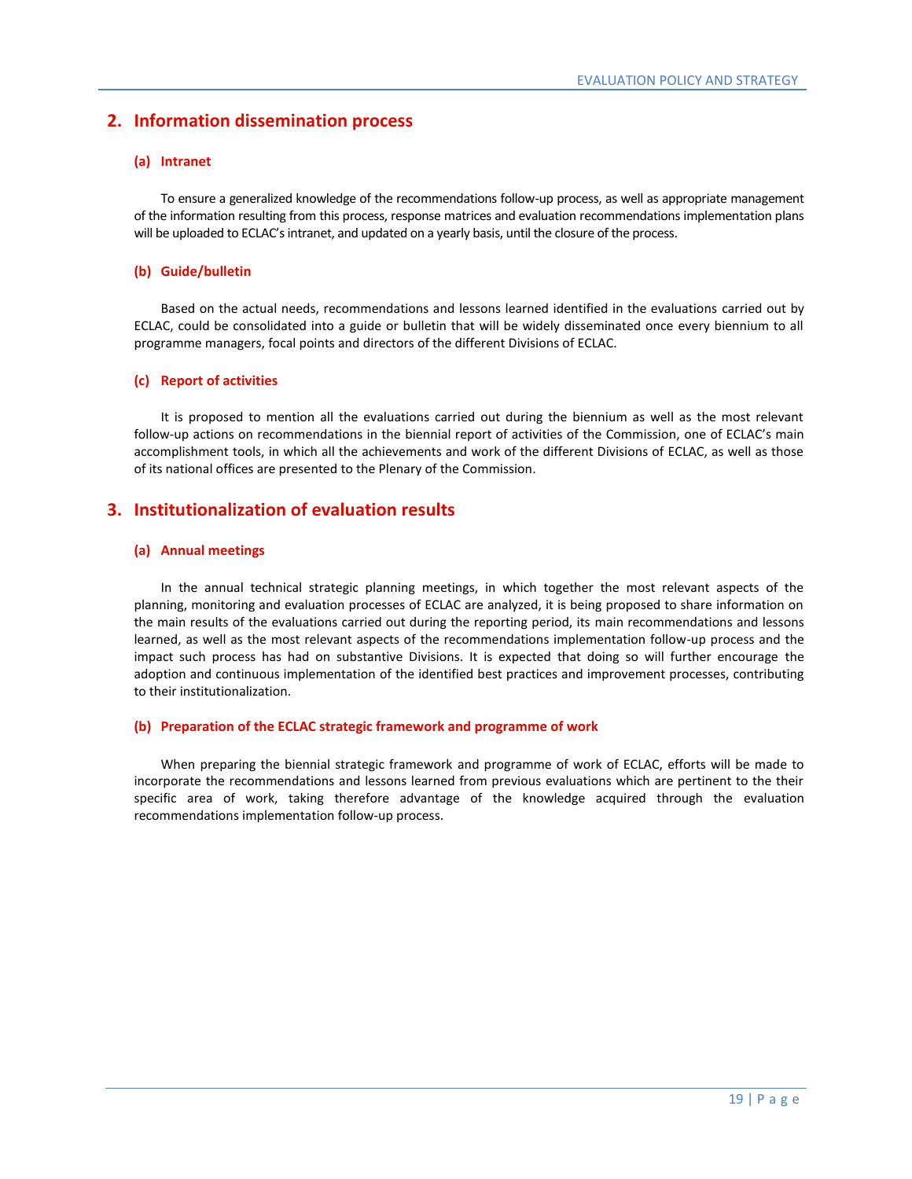## 2. Information dissemination process

### (a) Intranet

To ensure a generalized knowledge of the recommendations follow-up process, as well as appropriate management of the information resulting from this process, response matrices and evaluation recommendations implementation plans will be uploaded to ECLAC's intranet, and updated on a yearly basis, until the closure of the process.

### (b) Guide/bulletin

Based on the actual needs, recommendations and lessons learned identified in the evaluations carried out by ECLAC, could be consolidated into a guide or bulletin that will be widely disseminated once every biennium to all programme managers, focal points and directors of the different Divisions of ECLAC.

### (c) Report of activities

It is proposed to mention all the evaluations carried out during the biennium as well as the most relevant follow-up actions on recommendations in the biennial report of activities of the Commission, one of ECLAC's main accomplishment tools, in which all the achievements and work of the different Divisions of ECLAC, as well as those of its national offices are presented to the Plenary of the Commission.

## 3. Institutionalization of evaluation results

### (a) Annual meetings

In the annual technical strategic planning meetings, in which together the most relevant aspects of the planning, monitoring and evaluation processes of ECLAC are analyzed, it is being proposed to share information on the main results of the evaluations carried out during the reporting period, its main recommendations and lessons learned, as well as the most relevant aspects of the recommendations implementation follow-up process and the impact such process has had on substantive Divisions. It is expected that doing so will further encourage the adoption and continuous implementation of the identified best practices and improvement processes, contributing to their institutionalization.

### (b) Preparation of the ECLAC strategic framework and programme of work

When preparing the biennial strategic framework and programme of work of ECLAC, efforts will be made to incorporate the recommendations and lessons learned from previous evaluations which are pertinent to the their specific area of work, taking therefore advantage of the knowledge acquired through the evaluation recommendations implementation follow-up process.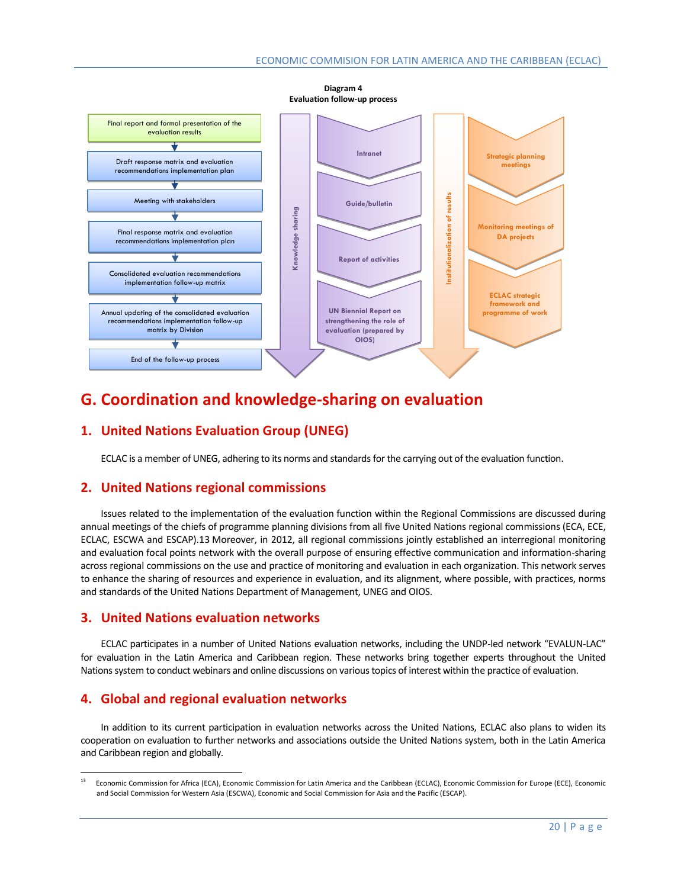**Diagram 4**
**Evaluation follow-up process**

Final report and formal presentation of the evaluation results

Draft response matrix and evaluation recommendations implementation plan

Meeting with stakeholders

Final response matrix and evaluation recommendations implementation plan

Consolidated evaluation recommendations implementation follow-up matrix

Annual updating of the consolidated evaluation recommendations implementation follow-up matrix by Division

End of the follow-up process

Knowledge sharing

Intranet

Guide/bulletin

Report of activities

UN Biennial Report on strengthening the role of evaluation (prepared by OIOS)

Institutionalization of results

Strategic planning meetings

Monitoring meetings of DA projects

ECLAC strategic framework and programme of work

## G. Coordination and knowledge-sharing on evaluation

### 1. United Nations Evaluation Group (UNEG)

ECLAC is a member of UNEG, adhering to its norms and standards for the carrying out of the evaluation function.

### 2. United Nations regional commissions

Issues related to the implementation of the evaluation function within the Regional Commissions are discussed during annual meetings of the chiefs of programme planning divisions from all five United Nations regional commissions (ECA, ECE, ECLAC, ESCWA and ESCAP).[13] Moreover, in 2012, all regional commissions jointly established an interregional monitoring and evaluation focal points network with the overall purpose of ensuring effective communication and information-sharing across regional commissions on the use and practice of monitoring and evaluation in each organization. This network serves to enhance the sharing of resources and experience in evaluation, and its alignment, where possible, with practices, norms and standards of the United Nations Department of Management, UNEG and OIOS.

### 3. United Nations evaluation networks

ECLAC participates in a number of United Nations evaluation networks, including the UNDP-led network "EVALUN-LAC" for evaluation in the Latin America and Caribbean region. These networks bring together experts throughout the United Nations system to conduct webinars and online discussions on various topics of interest within the practice of evaluation.

### 4. Global and regional evaluation networks

In addition to its current participation in evaluation networks across the United Nations, ECLAC also plans to widen its cooperation on evaluation to further networks and associations outside the United Nations system, both in the Latin America and Caribbean region and globally.

[13] Economic Commission for Africa (ECA), Economic Commission for Latin America and the Caribbean (ECLAC), Economic Commission for Europe (ECE), Economic and Social Commission for Western Asia (ESCWA), Economic and Social Commission for Asia and the Pacific (ESCAP).